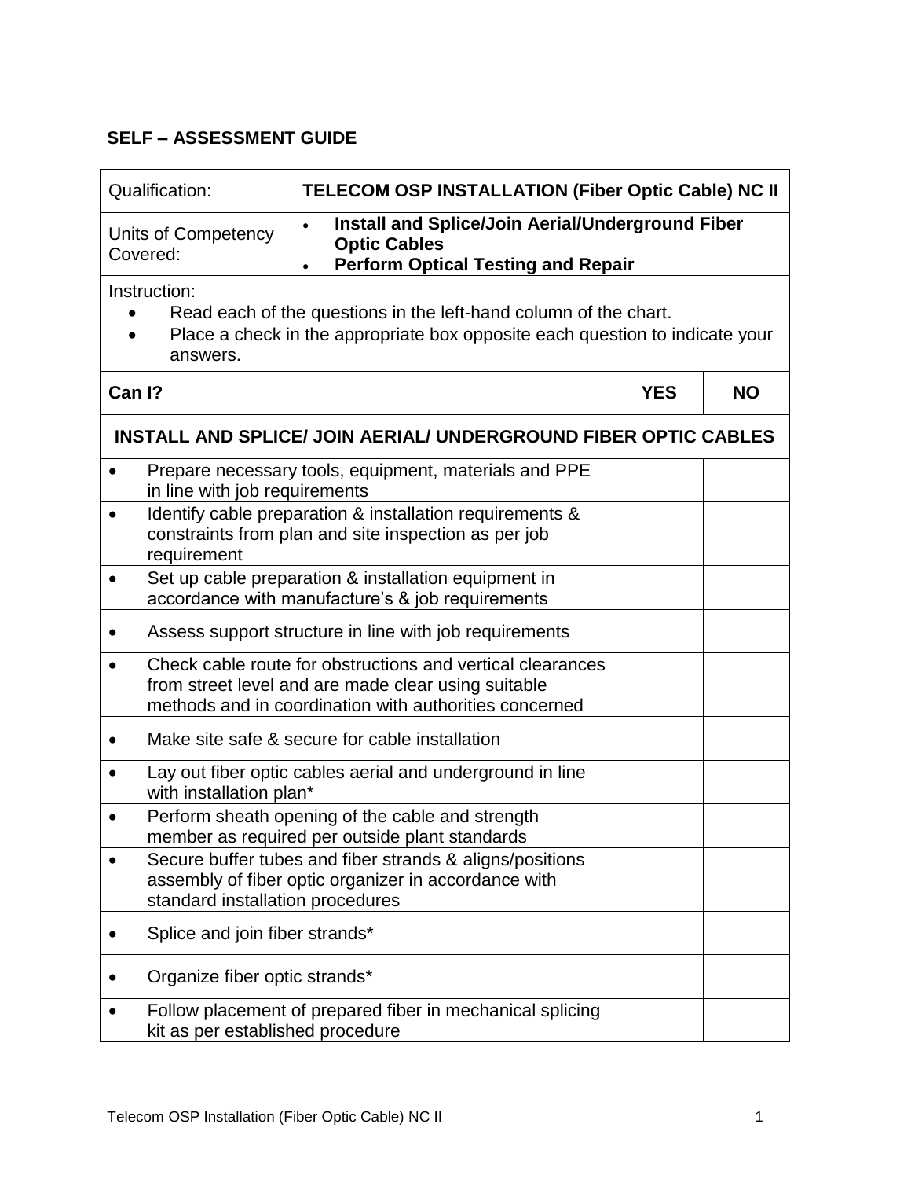## SELF – ASSESSMENT GUIDE

| Qualification: | TELECOM OSP INSTALLATION (Fiber Optic Cable) NC II |
|---|---|
| Units of Competency Covered: | • **Install and Splice/Join Aerial/Underground Fiber Optic Cables**<br>• **Perform Optical Testing and Repair** |

Instruction:

- Read each of the questions in the left-hand column of the chart.
- Place a check in the appropriate box opposite each question to indicate your answers.

| Can I? | YES | NO |
|---|---|---|
| **INSTALL AND SPLICE/ JOIN AERIAL/ UNDERGROUND FIBER OPTIC CABLES** | | |
| • Prepare necessary tools, equipment, materials and PPE in line with job requirements | | |
| • Identify cable preparation & installation requirements & constraints from plan and site inspection as per job requirement | | |
| • Set up cable preparation & installation equipment in accordance with manufacture's & job requirements | | |
| • Assess support structure in line with job requirements | | |
| • Check cable route for obstructions and vertical clearances from street level and are made clear using suitable methods and in coordination with authorities concerned | | |
| • Make site safe & secure for cable installation | | |
| • Lay out fiber optic cables aerial and underground in line with installation plan* | | |
| • Perform sheath opening of the cable and strength member as required per outside plant standards | | |
| • Secure buffer tubes and fiber strands & aligns/positions assembly of fiber optic organizer in accordance with standard installation procedures | | |
| • Splice and join fiber strands* | | |
| • Organize fiber optic strands* | | |
| • Follow placement of prepared fiber in mechanical splicing kit as per established procedure | | |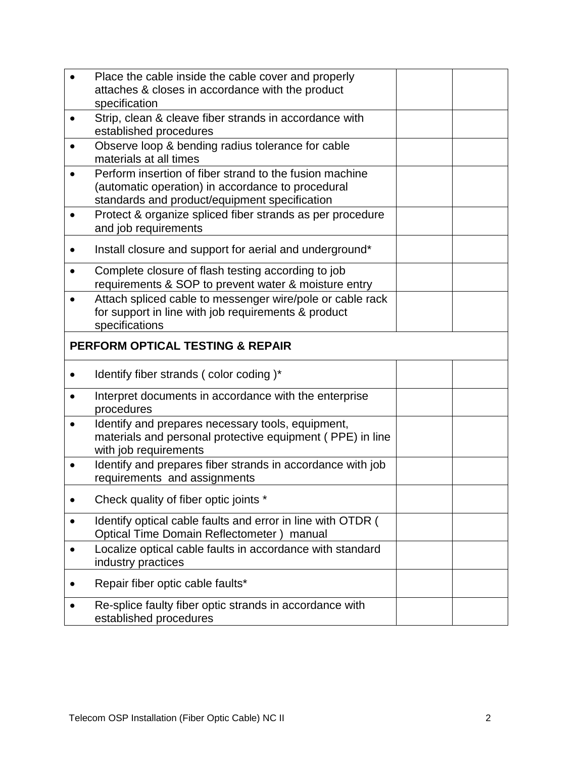| | | |
|---|---|---|
| • Place the cable inside the cable cover and properly attaches & closes in accordance with the product specification | | |
| • Strip, clean & cleave fiber strands in accordance with established procedures | | |
| • Observe loop & bending radius tolerance for cable materials at all times | | |
| • Perform insertion of fiber strand to the fusion machine (automatic operation) in accordance to procedural standards and product/equipment specification | | |
| • Protect & organize spliced fiber strands as per procedure and job requirements | | |
| • Install closure and support for aerial and underground* | | |
| • Complete closure of flash testing according to job requirements & SOP to prevent water & moisture entry | | |
| • Attach spliced cable to messenger wire/pole or cable rack for support in line with job requirements & product specifications | | |
| **PERFORM OPTICAL TESTING & REPAIR** | | |
| • Identify fiber strands ( color coding )* | | |
| • Interpret documents in accordance with the enterprise procedures | | |
| • Identify and prepares necessary tools, equipment, materials and personal protective equipment ( PPE) in line with job requirements | | |
| • Identify and prepares fiber strands in accordance with job requirements and assignments | | |
| • Check quality of fiber optic joints * | | |
| • Identify optical cable faults and error in line with OTDR ( Optical Time Domain Reflectometer ) manual | | |
| • Localize optical cable faults in accordance with standard industry practices | | |
| • Repair fiber optic cable faults* | | |
| • Re-splice faulty fiber optic strands in accordance with established procedures | | |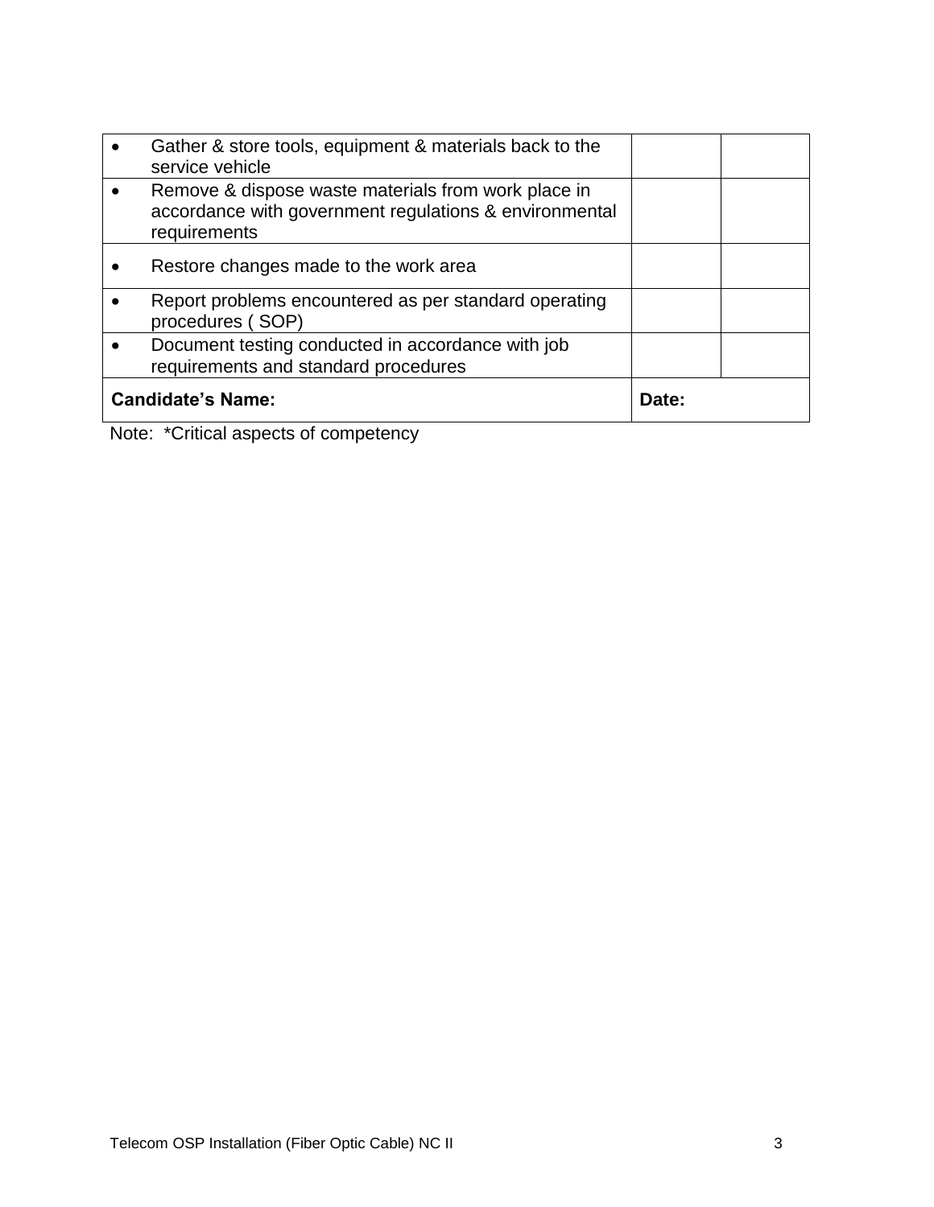| | | |
|---|---|---|
| • Gather & store tools, equipment & materials back to the service vehicle | | |
| • Remove & dispose waste materials from work place in accordance with government regulations & environmental requirements | | |
| • Restore changes made to the work area | | |
| • Report problems encountered as per standard operating procedures ( SOP) | | |
| • Document testing conducted in accordance with job requirements and standard procedures | | |
| **Candidate's Name:** | **Date:** | |

Note: *Critical aspects of competency